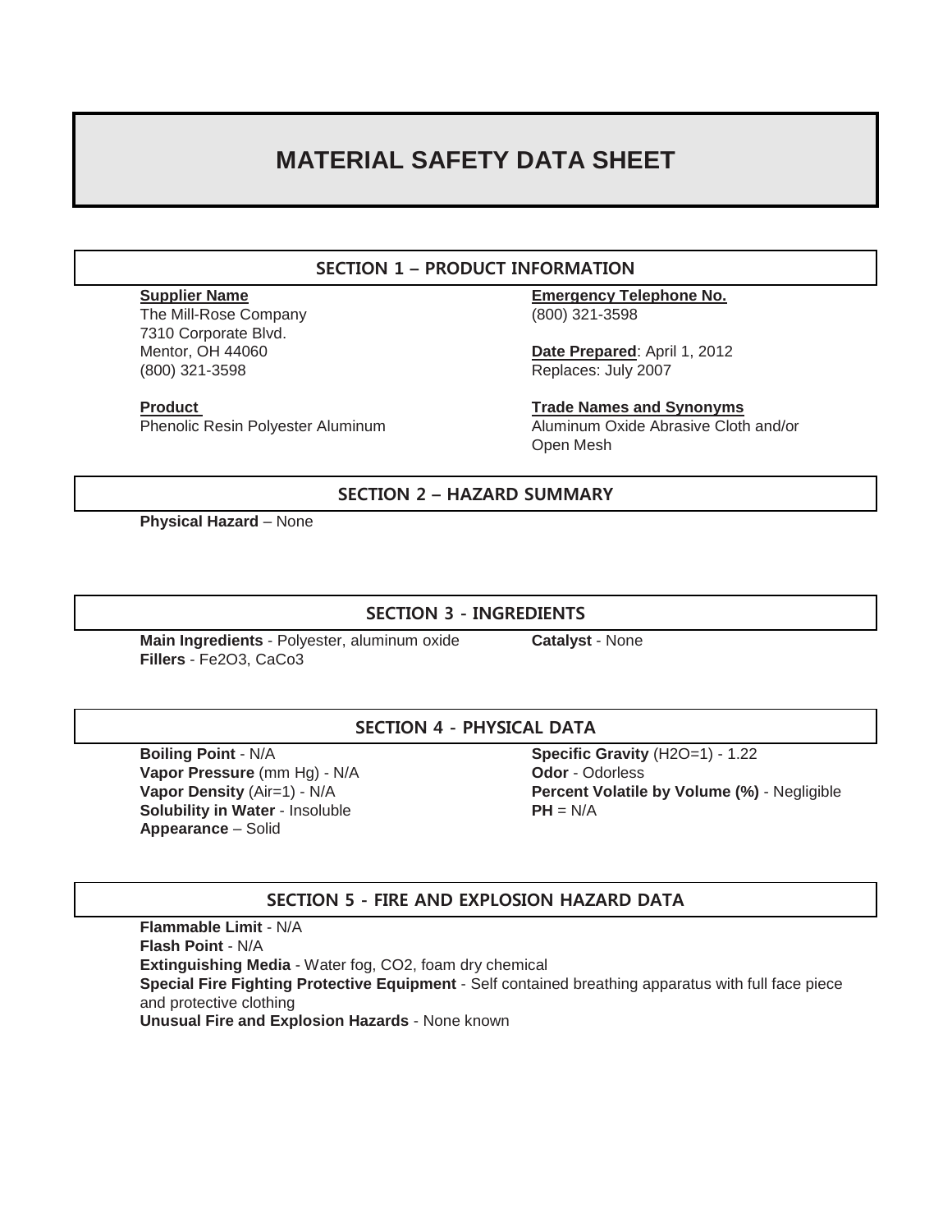# MATERIAL SAFETY DATA SHEET

## SECTION 1 – PRODUCT INFORMATION

**Supplier Name**
The Mill-Rose Company
7310 Corporate Blvd.
Mentor, OH 44060
(800) 321-3598

**Emergency Telephone No.**
(800) 321-3598

**Date Prepared**: April 1, 2012
Replaces: July 2007

**Product**
Phenolic Resin Polyester Aluminum

**Trade Names and Synonyms**
Aluminum Oxide Abrasive Cloth and/or Open Mesh

## SECTION 2 – HAZARD SUMMARY

**Physical Hazard** – None

## SECTION 3 - INGREDIENTS

**Main Ingredients** - Polyester, aluminum oxide
**Fillers** - $Fe_2O_3$, CaCo3
**Catalyst** - None

## SECTION 4 - PHYSICAL DATA

**Boiling Point** - N/A
**Vapor Pressure** (mm Hg) - N/A
**Vapor Density** (Air=1) - N/A
**Solubility in Water** - Insoluble
**Appearance** – Solid
**Specific Gravity** ($H_2O$=1) - 1.22
**Odor** - Odorless
**Percent Volatile by Volume (%)** - Negligible
**PH** = N/A

## SECTION 5 - FIRE AND EXPLOSION HAZARD DATA

**Flammable Limit** - N/A
**Flash Point** - N/A
**Extinguishing Media** - Water fog, $CO_2$, foam dry chemical
**Special Fire Fighting Protective Equipment** - Self contained breathing apparatus with full face piece and protective clothing
**Unusual Fire and Explosion Hazards** - None known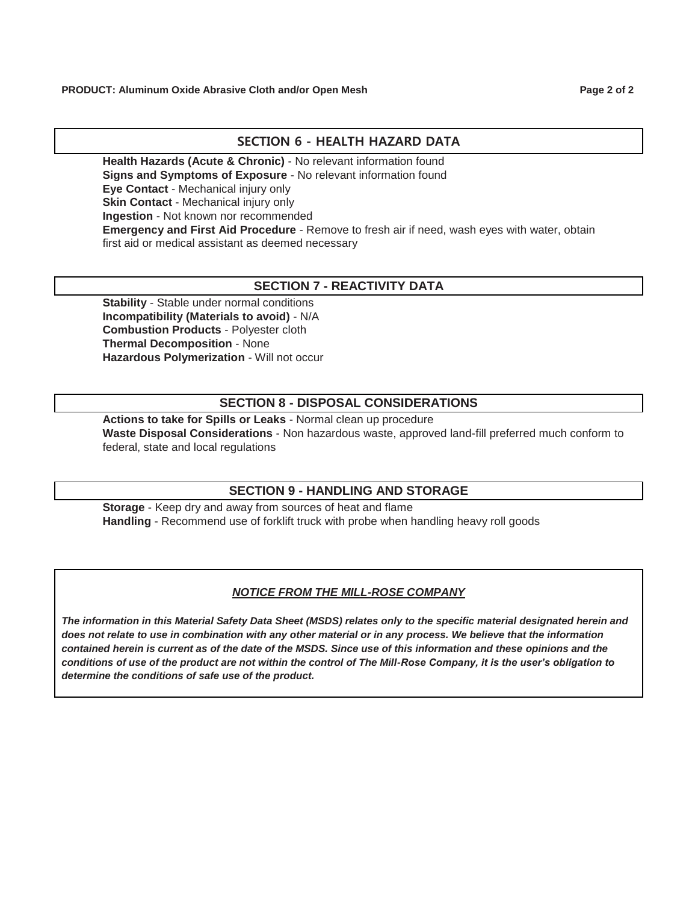## SECTION 6 - HEALTH HAZARD DATA

**Health Hazards (Acute & Chronic)** - No relevant information found
**Signs and Symptoms of Exposure** - No relevant information found
**Eye Contact** - Mechanical injury only
**Skin Contact** - Mechanical injury only
**Ingestion** - Not known nor recommended
**Emergency and First Aid Procedure** - Remove to fresh air if need, wash eyes with water, obtain first aid or medical assistant as deemed necessary

## SECTION 7 - REACTIVITY DATA

**Stability** - Stable under normal conditions
**Incompatibility (Materials to avoid)** - N/A
**Combustion Products** - Polyester cloth
**Thermal Decomposition** - None
**Hazardous Polymerization** - Will not occur

## SECTION 8 - DISPOSAL CONSIDERATIONS

**Actions to take for Spills or Leaks** - Normal clean up procedure
**Waste Disposal Considerations** - Non hazardous waste, approved land-fill preferred much conform to federal, state and local regulations

## SECTION 9 - HANDLING AND STORAGE

**Storage** - Keep dry and away from sources of heat and flame
**Handling** - Recommend use of forklift truck with probe when handling heavy roll goods

***NOTICE FROM THE MILL-ROSE COMPANY***

***The information in this Material Safety Data Sheet (MSDS) relates only to the specific material designated herein and does not relate to use in combination with any other material or in any process. We believe that the information contained herein is current as of the date of the MSDS. Since use of this information and these opinions and the conditions of use of the product are not within the control of The Mill-Rose Company, it is the user's obligation to determine the conditions of safe use of the product.***